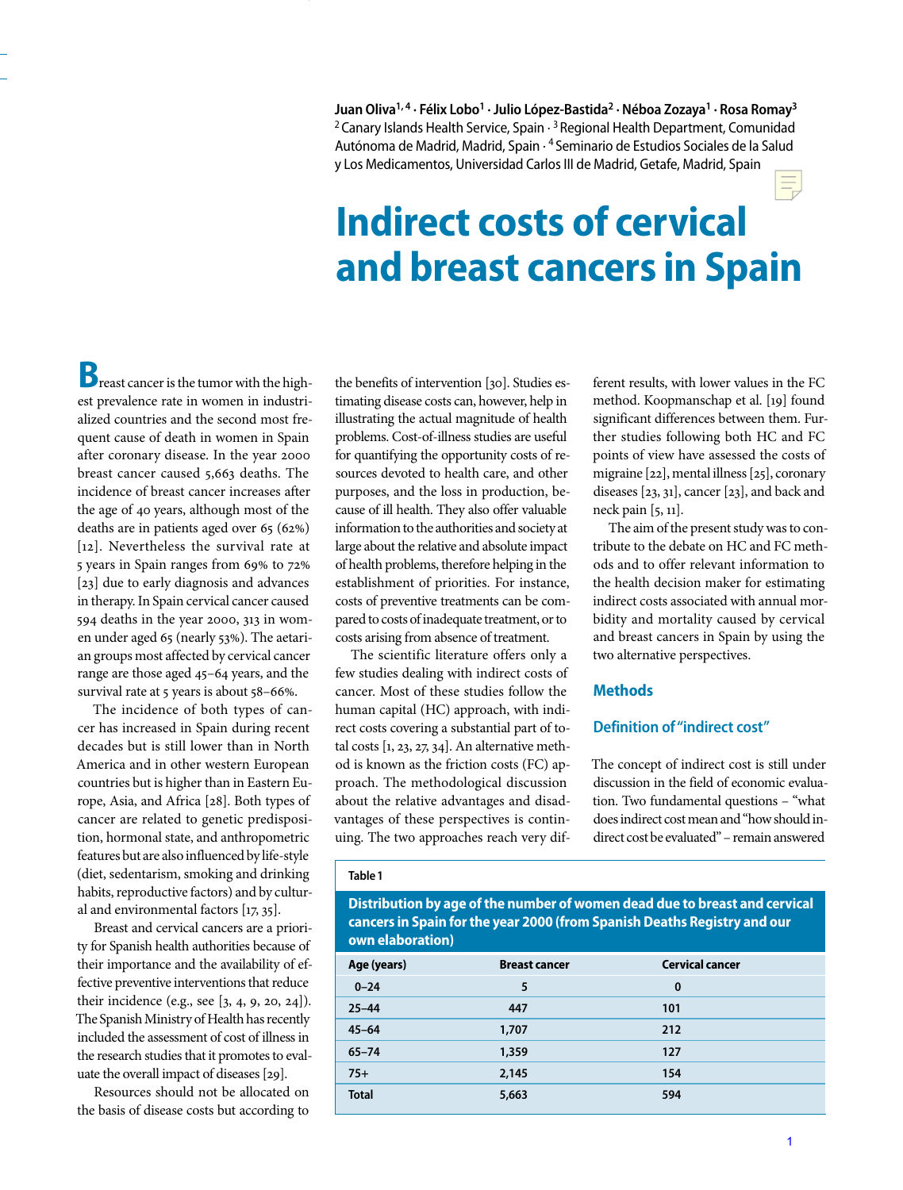Juan Oliva[1, 4] · Félix Lobo[1] · Julio López-Bastida[2] · Néboa Zozaya[1] · Rosa Romay[3]
[2] Canary Islands Health Service, Spain · [3] Regional Health Department, Comunidad Autónoma de Madrid, Madrid, Spain · [4] Seminario de Estudios Sociales de la Salud y Los Medicamentos, Universidad Carlos III de Madrid, Getafe, Madrid, Spain

# Indirect costs of cervical and breast cancers in Spain

Breast cancer is the tumor with the highest prevalence rate in women in industrialized countries and the second most frequent cause of death in women in Spain after coronary disease. In the year 2000 breast cancer caused 5,663 deaths. The incidence of breast cancer increases after the age of 40 years, although most of the deaths are in patients aged over 65 (62%) [12]. Nevertheless the survival rate at 5 years in Spain ranges from 69% to 72% [23] due to early diagnosis and advances in therapy. In Spain cervical cancer caused 594 deaths in the year 2000, 313 in women under aged 65 (nearly 53%). The aetarian groups most affected by cervical cancer range are those aged 45–64 years, and the survival rate at 5 years is about 58–66%.

The incidence of both types of cancer has increased in Spain during recent decades but is still lower than in North America and in other western European countries but is higher than in Eastern Europe, Asia, and Africa [28]. Both types of cancer are related to genetic predisposition, hormonal state, and anthropometric features but are also influenced by life-style (diet, sedentarism, smoking and drinking habits, reproductive factors) and by cultural and environmental factors [17, 35].

Breast and cervical cancers are a priority for Spanish health authorities because of their importance and the availability of effective preventive interventions that reduce their incidence (e.g., see [3, 4, 9, 20, 24]). The Spanish Ministry of Health has recently included the assessment of cost of illness in the research studies that it promotes to evaluate the overall impact of diseases [29].

Resources should not be allocated on the basis of disease costs but according to the benefits of intervention [30]. Studies estimating disease costs can, however, help in illustrating the actual magnitude of health problems. Cost-of-illness studies are useful for quantifying the opportunity costs of resources devoted to health care, and other purposes, and the loss in production, because of ill health. They also offer valuable information to the authorities and society at large about the relative and absolute impact of health problems, therefore helping in the establishment of priorities. For instance, costs of preventive treatments can be compared to costs of inadequate treatment, or to costs arising from absence of treatment.

The scientific literature offers only a few studies dealing with indirect costs of cancer. Most of these studies follow the human capital (HC) approach, with indirect costs covering a substantial part of total costs [1, 23, 27, 34]. An alternative method is known as the friction costs (FC) approach. The methodological discussion about the relative advantages and disadvantages of these perspectives is continuing. The two approaches reach very different results, with lower values in the FC method. Koopmanschap et al. [19] found significant differences between them. Further studies following both HC and FC points of view have assessed the costs of migraine [22], mental illness [25], coronary diseases [23, 31], cancer [23], and back and neck pain [5, 11].

The aim of the present study was to contribute to the debate on HC and FC methods and to offer relevant information to the health decision maker for estimating indirect costs associated with annual morbidity and mortality caused by cervical and breast cancers in Spain by using the two alternative perspectives.

## Methods

### Definition of "indirect cost"

The concept of indirect cost is still under discussion in the field of economic evaluation. Two fundamental questions – "what does indirect cost mean and "how should indirect cost be evaluated" – remain answered

**Table 1**

**Distribution by age of the number of women dead due to breast and cervical cancers in Spain for the year 2000 (from Spanish Deaths Registry and our own elaboration)**

| Age (years) | Breast cancer | Cervical cancer |
|---|---|---|
| 0–24 | 5 | 0 |
| 25–44 | 447 | 101 |
| 45–64 | 1,707 | 212 |
| 65–74 | 1,359 | 127 |
| 75+ | 2,145 | 154 |
| Total | 5,663 | 594 |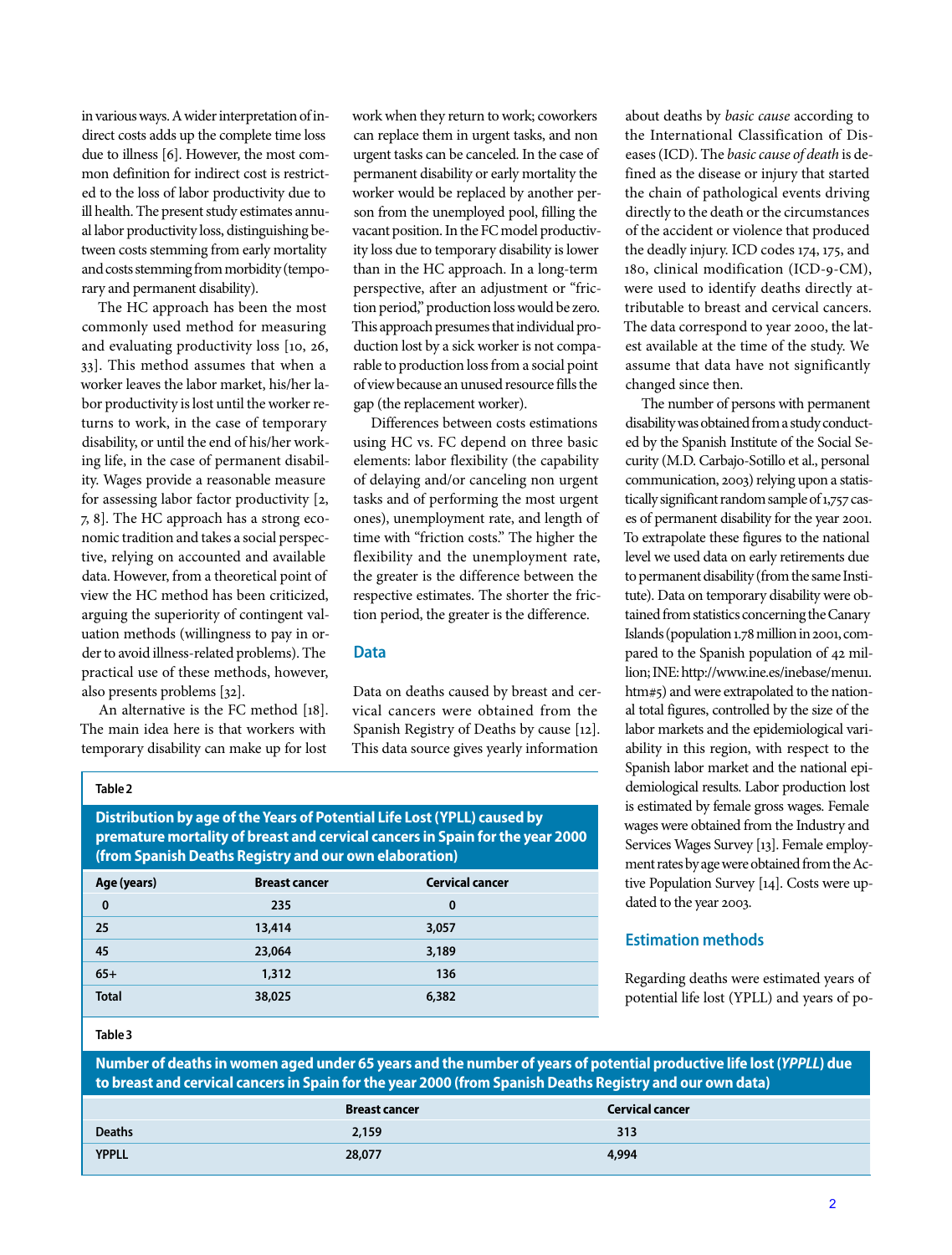in various ways. A wider interpretation of indirect costs adds up the complete time loss due to illness [6]. However, the most common definition for indirect cost is restricted to the loss of labor productivity due to ill health. The present study estimates annual labor productivity loss, distinguishing between costs stemming from early mortality and costs stemming from morbidity (temporary and permanent disability).

The HC approach has been the most commonly used method for measuring and evaluating productivity loss [10, 26, 33]. This method assumes that when a worker leaves the labor market, his/her labor productivity is lost until the worker returns to work, in the case of temporary disability, or until the end of his/her working life, in the case of permanent disability. Wages provide a reasonable measure for assessing labor factor productivity [2, 7, 8]. The HC approach has a strong economic tradition and takes a social perspective, relying on accounted and available data. However, from a theoretical point of view the HC method has been criticized, arguing the superiority of contingent valuation methods (willingness to pay in order to avoid illness-related problems). The practical use of these methods, however, also presents problems [32].

An alternative is the FC method [18]. The main idea here is that workers with temporary disability can make up for lost work when they return to work; coworkers can replace them in urgent tasks, and non urgent tasks can be canceled. In the case of permanent disability or early mortality the worker would be replaced by another person from the unemployed pool, filling the vacant position. In the FC model productivity loss due to temporary disability is lower than in the HC approach. In a long-term perspective, after an adjustment or "friction period," production loss would be zero. This approach presumes that individual production lost by a sick worker is not comparable to production loss from a social point of view because an unused resource fills the gap (the replacement worker).

Differences between costs estimations using HC vs. FC depend on three basic elements: labor flexibility (the capability of delaying and/or canceling non urgent tasks and of performing the most urgent ones), unemployment rate, and length of time with "friction costs." The higher the flexibility and the unemployment rate, the greater is the difference between the respective estimates. The shorter the friction period, the greater is the difference.

## Data

Data on deaths caused by breast and cervical cancers were obtained from the Spanish Registry of Deaths by cause [12]. This data source gives yearly information about deaths by *basic cause* according to the International Classification of Diseases (ICD). The *basic cause of death* is defined as the disease or injury that started the chain of pathological events driving directly to the death or the circumstances of the accident or violence that produced the deadly injury. ICD codes 174, 175, and 180, clinical modification (ICD-9-CM), were used to identify deaths directly attributable to breast and cervical cancers. The data correspond to year 2000, the latest available at the time of the study. We assume that data have not significantly changed since then.

The number of persons with permanent disability was obtained from a study conducted by the Spanish Institute of the Social Security (M.D. Carbajo-Sotillo et al., personal communication, 2003) relying upon a statistically significant random sample of 1,757 cases of permanent disability for the year 2001. To extrapolate these figures to the national level we used data on early retirements due to permanent disability (from the same Institute). Data on temporary disability were obtained from statistics concerning the Canary Islands (population 1.78 million in 2001, compared to the Spanish population of 42 million; INE: http://www.ine.es/inebase/menu1.htm#5) and were extrapolated to the national total figures, controlled by the size of the labor markets and the epidemiological variability in this region, with respect to the Spanish labor market and the national epidemiological results. Labor production lost is estimated by female gross wages. Female wages were obtained from the Industry and Services Wages Survey [13]. Female employment rates by age were obtained from the Active Population Survey [14]. Costs were updated to the year 2003.

**Table 2**

**Distribution by age of the Years of Potential Life Lost (YPLL) caused by premature mortality of breast and cervical cancers in Spain for the year 2000 (from Spanish Deaths Registry and our own elaboration)**

| Age (years) | Breast cancer | Cervical cancer |
|---|---|---|
| 0 | 235 | 0 |
| 25 | 13,414 | 3,057 |
| 45 | 23,064 | 3,189 |
| 65+ | 1,312 | 136 |
| Total | 38,025 | 6,382 |

**Table 3**

**Number of deaths in women aged under 65 years and the number of years of potential productive life lost (*YPPLL*) due to breast and cervical cancers in Spain for the year 2000 (from Spanish Deaths Registry and our own data)**

| | Breast cancer | Cervical cancer |
|---|---|---|
| Deaths | 2,159 | 313 |
| YPPLL | 28,077 | 4,994 |

## Estimation methods

Regarding deaths were estimated years of potential life lost (YPLL) and years of po-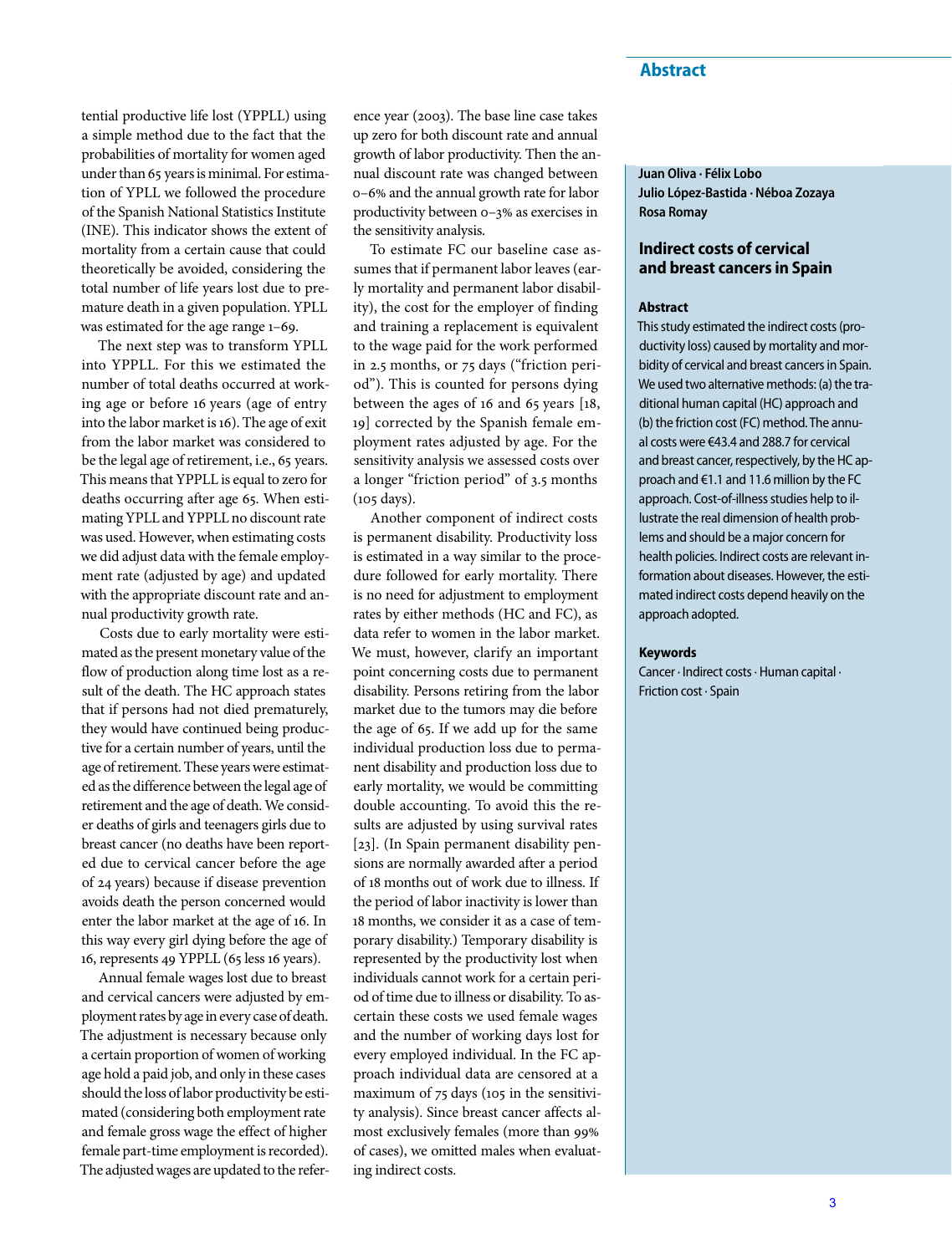tential productive life lost (YPPLL) using a simple method due to the fact that the probabilities of mortality for women aged under than 65 years is minimal. For estimation of YPLL we followed the procedure of the Spanish National Statistics Institute (INE). This indicator shows the extent of mortality from a certain cause that could theoretically be avoided, considering the total number of life years lost due to premature death in a given population. YPLL was estimated for the age range 1–69.

The next step was to transform YPLL into YPPLL. For this we estimated the number of total deaths occurred at working age or before 16 years (age of entry into the labor market is 16). The age of exit from the labor market was considered to be the legal age of retirement, i.e., 65 years. This means that YPPLL is equal to zero for deaths occurring after age 65. When estimating YPLL and YPPLL no discount rate was used. However, when estimating costs we did adjust data with the female employment rate (adjusted by age) and updated with the appropriate discount rate and annual productivity growth rate.

Costs due to early mortality were estimated as the present monetary value of the flow of production along time lost as a result of the death. The HC approach states that if persons had not died prematurely, they would have continued being productive for a certain number of years, until the age of retirement. These years were estimated as the difference between the legal age of retirement and the age of death. We consider deaths of girls and teenagers girls due to breast cancer (no deaths have been reported due to cervical cancer before the age of 24 years) because if disease prevention avoids death the person concerned would enter the labor market at the age of 16. In this way every girl dying before the age of 16, represents 49 YPPLL (65 less 16 years).

Annual female wages lost due to breast and cervical cancers were adjusted by employment rates by age in every case of death. The adjustment is necessary because only a certain proportion of women of working age hold a paid job, and only in these cases should the loss of labor productivity be estimated (considering both employment rate and female gross wage the effect of higher female part-time employment is recorded). The adjusted wages are updated to the reference year (2003). The base line case takes up zero for both discount rate and annual growth of labor productivity. Then the annual discount rate was changed between 0–6% and the annual growth rate for labor productivity between 0–3% as exercises in the sensitivity analysis.

To estimate FC our baseline case assumes that if permanent labor leaves (early mortality and permanent labor disability), the cost for the employer of finding and training a replacement is equivalent to the wage paid for the work performed in 2.5 months, or 75 days ("friction period"). This is counted for persons dying between the ages of 16 and 65 years [18, 19] corrected by the Spanish female employment rates adjusted by age. For the sensitivity analysis we assessed costs over a longer "friction period" of 3.5 months (105 days).

Another component of indirect costs is permanent disability. Productivity loss is estimated in a way similar to the procedure followed for early mortality. There is no need for adjustment to employment rates by either methods (HC and FC), as data refer to women in the labor market. We must, however, clarify an important point concerning costs due to permanent disability. Persons retiring from the labor market due to the tumors may die before the age of 65. If we add up for the same individual production loss due to permanent disability and production loss due to early mortality, we would be committing double accounting. To avoid this the results are adjusted by using survival rates [23]. (In Spain permanent disability pensions are normally awarded after a period of 18 months out of work due to illness. If the period of labor inactivity is lower than 18 months, we consider it as a case of temporary disability.) Temporary disability is represented by the productivity lost when individuals cannot work for a certain period of time due to illness or disability. To ascertain these costs we used female wages and the number of working days lost for every employed individual. In the FC approach individual data are censored at a maximum of 75 days (105 in the sensitivity analysis). Since breast cancer affects almost exclusively females (more than 99% of cases), we omitted males when evaluating indirect costs.

## Abstract

**Juan Oliva · Félix Lobo**
**Julio López-Bastida · Néboa Zozaya**
**Rosa Romay**

### Indirect costs of cervical and breast cancers in Spain

#### Abstract

This study estimated the indirect costs (productivity loss) caused by mortality and morbidity of cervical and breast cancers in Spain. We used two alternative methods: (a) the traditional human capital (HC) approach and (b) the friction cost (FC) method. The annual costs were €43.4 and 288.7 for cervical and breast cancer, respectively, by the HC approach and €1.1 and 11.6 million by the FC approach. Cost-of-illness studies help to illustrate the real dimension of health problems and should be a major concern for health policies. Indirect costs are relevant information about diseases. However, the estimated indirect costs depend heavily on the approach adopted.

#### Keywords

Cancer · Indirect costs · Human capital · Friction cost · Spain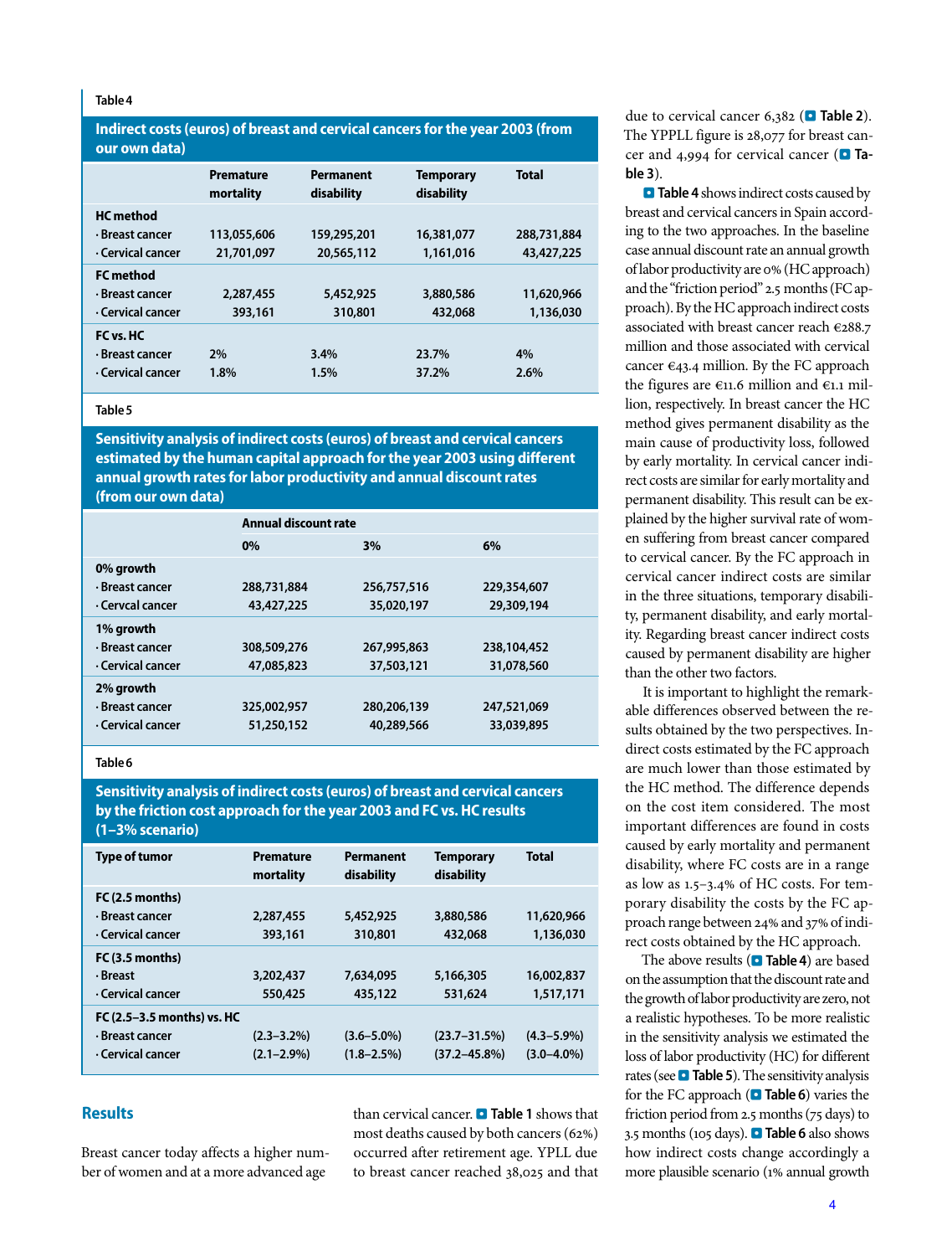Table 4

**Indirect costs (euros) of breast and cervical cancers for the year 2003 (from our own data)**

| | Premature mortality | Permanent disability | Temporary disability | Total |
|---|---|---|---|---|
| **HC method** | | | | |
| · Breast cancer | 113,055,606 | 159,295,201 | 16,381,077 | 288,731,884 |
| · Cervical cancer | 21,701,097 | 20,565,112 | 1,161,016 | 43,427,225 |
| **FC method** | | | | |
| · Breast cancer | 2,287,455 | 5,452,925 | 3,880,586 | 11,620,966 |
| · Cervical cancer | 393,161 | 310,801 | 432,068 | 1,136,030 |
| **FC vs. HC** | | | | |
| · Breast cancer | 2% | 3.4% | 23.7% | 4% |
| · Cervical cancer | 1.8% | 1.5% | 37.2% | 2.6% |

Table 5

**Sensitivity analysis of indirect costs (euros) of breast and cervical cancers estimated by the human capital approach for the year 2003 using different annual growth rates for labor productivity and annual discount rates (from our own data)**

| | Annual discount rate | | |
|---|---|---|---|
| | 0% | 3% | 6% |
| **0% growth** | | | |
| · Breast cancer | 288,731,884 | 256,757,516 | 229,354,607 |
| · Cervcal cancer | 43,427,225 | 35,020,197 | 29,309,194 |
| **1% growth** | | | |
| · Breast cancer | 308,509,276 | 267,995,863 | 238,104,452 |
| · Cervical cancer | 47,085,823 | 37,503,121 | 31,078,560 |
| **2% growth** | | | |
| · Breast cancer | 325,002,957 | 280,206,139 | 247,521,069 |
| · Cervical cancer | 51,250,152 | 40,289,566 | 33,039,895 |

Table 6

**Sensitivity analysis of indirect costs (euros) of breast and cervical cancers by the friction cost approach for the year 2003 and FC vs. HC results (1–3% scenario)**

| Type of tumor | Premature mortality | Permanent disability | Temporary disability | Total |
|---|---|---|---|---|
| **FC (2.5 months)** | | | | |
| · Breast cancer | 2,287,455 | 5,452,925 | 3,880,586 | 11,620,966 |
| · Cervical cancer | 393,161 | 310,801 | 432,068 | 1,136,030 |
| **FC (3.5 months)** | | | | |
| · Breast | 3,202,437 | 7,634,095 | 5,166,305 | 16,002,837 |
| · Cervical cancer | 550,425 | 435,122 | 531,624 | 1,517,171 |
| **FC (2.5–3.5 months) vs. HC** | | | | |
| · Breast cancer | (2.3–3.2%) | (3.6–5.0%) | (23.7–31.5%) | (4.3–5.9%) |
| · Cervical cancer | (2.1–2.9%) | (1.8–2.5%) | (37.2–45.8%) | (3.0–4.0%) |

## Results

Breast cancer today affects a higher number of women and at a more advanced age than cervical cancer. **Table 1** shows that most deaths caused by both cancers (62%) occurred after retirement age. YPLL due to breast cancer reached 38,025 and that due to cervical cancer 6,382 (**Table 2**). The YPPLL figure is 28,077 for breast cancer and 4,994 for cervical cancer (**Table 3**).

**Table 4** shows indirect costs caused by breast and cervical cancers in Spain according to the two approaches. In the baseline case annual discount rate an annual growth of labor productivity are 0% (HC approach) and the "friction period" 2.5 months (FC approach). By the HC approach indirect costs associated with breast cancer reach €288.7 million and those associated with cervical cancer €43.4 million. By the FC approach the figures are €11.6 million and €1.1 million, respectively. In breast cancer the HC method gives permanent disability as the main cause of productivity loss, followed by early mortality. In cervical cancer indirect costs are similar for early mortality and permanent disability. This result can be explained by the higher survival rate of women suffering from breast cancer compared to cervical cancer. By the FC approach in cervical cancer indirect costs are similar in the three situations, temporary disability, permanent disability, and early mortality. Regarding breast cancer indirect costs caused by permanent disability are higher than the other two factors.

It is important to highlight the remarkable differences observed between the results obtained by the two perspectives. Indirect costs estimated by the FC approach are much lower than those estimated by the HC method. The difference depends on the cost item considered. The most important differences are found in costs caused by early mortality and permanent disability, where FC costs are in a range as low as 1.5–3.4% of HC costs. For temporary disability the costs by the FC approach range between 24% and 37% of indirect costs obtained by the HC approach.

The above results (**Table 4**) are based on the assumption that the discount rate and the growth of labor productivity are zero, not a realistic hypotheses. To be more realistic in the sensitivity analysis we estimated the loss of labor productivity (HC) for different rates (see **Table 5**). The sensitivity analysis for the FC approach (**Table 6**) varies the friction period from 2.5 months (75 days) to 3.5 months (105 days). **Table 6** also shows how indirect costs change accordingly a more plausible scenario (1% annual growth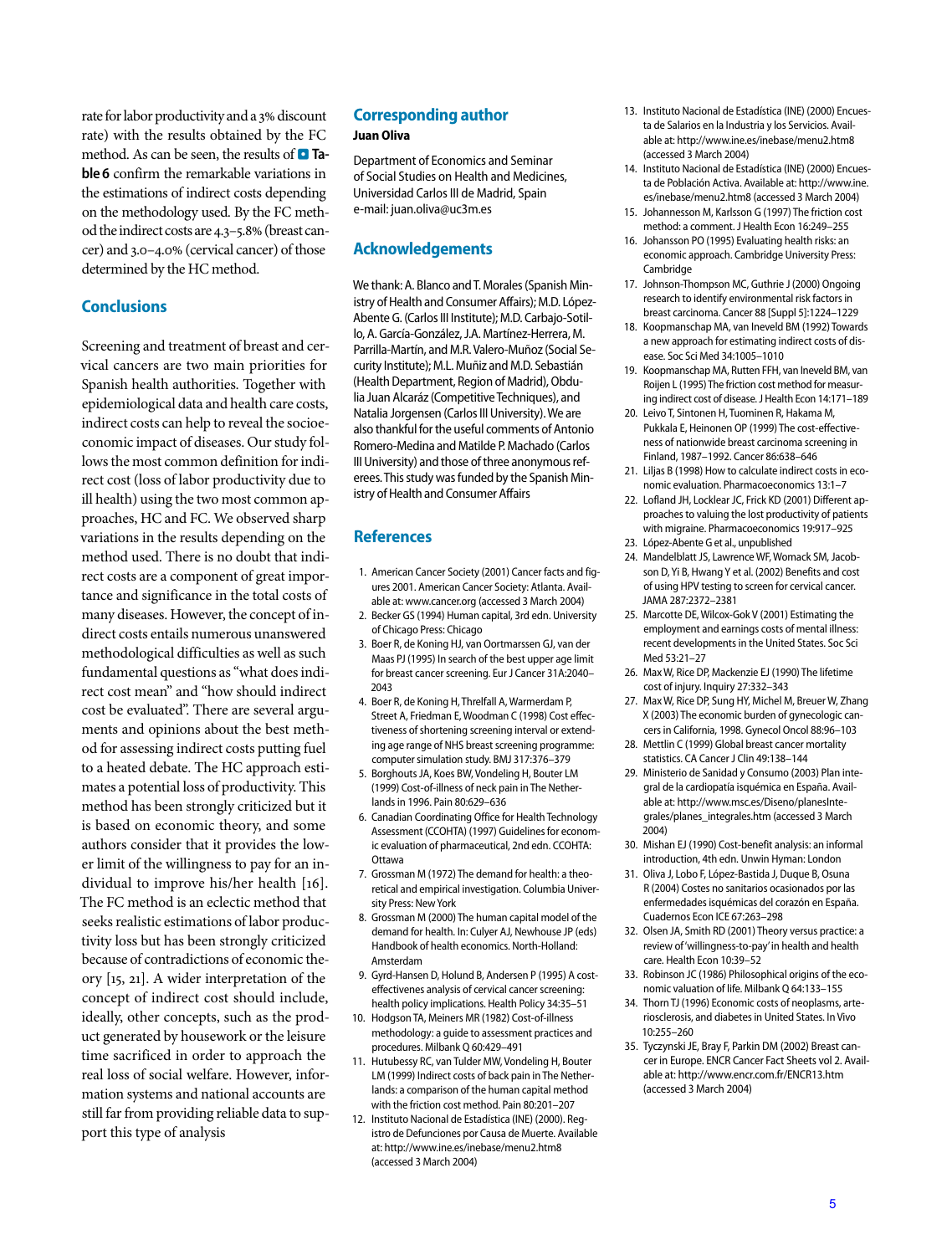rate for labor productivity and a 3% discount rate) with the results obtained by the FC method. As can be seen, the results of **Table 6** confirm the remarkable variations in the estimations of indirect costs depending on the methodology used. By the FC method the indirect costs are 4.3–5.8% (breast cancer) and 3.0–4.0% (cervical cancer) of those determined by the HC method.

## Conclusions

Screening and treatment of breast and cervical cancers are two main priorities for Spanish health authorities. Together with epidemiological data and health care costs, indirect costs can help to reveal the socioeconomic impact of diseases. Our study follows the most common definition for indirect cost (loss of labor productivity due to ill health) using the two most common approaches, HC and FC. We observed sharp variations in the results depending on the method used. There is no doubt that indirect costs are a component of great importance and significance in the total costs of many diseases. However, the concept of indirect costs entails numerous unanswered methodological difficulties as well as such fundamental questions as "what does indirect cost mean" and "how should indirect cost be evaluated". There are several arguments and opinions about the best method for assessing indirect costs putting fuel to a heated debate. The HC approach estimates a potential loss of productivity. This method has been strongly criticized but it is based on economic theory, and some authors consider that it provides the lower limit of the willingness to pay for an individual to improve his/her health [16]. The FC method is an eclectic method that seeks realistic estimations of labor productivity loss but has been strongly criticized because of contradictions of economic theory [15, 21]. A wider interpretation of the concept of indirect cost should include, ideally, other concepts, such as the product generated by housework or the leisure time sacrificed in order to approach the real loss of social welfare. However, information systems and national accounts are still far from providing reliable data to support this type of analysis

## Corresponding author

**Juan Oliva**

Department of Economics and Seminar of Social Studies on Health and Medicines, Universidad Carlos III de Madrid, Spain
e-mail: juan.oliva@uc3m.es

## Acknowledgements

We thank: A. Blanco and T. Morales (Spanish Ministry of Health and Consumer Affairs); M.D. López-Abente G. (Carlos III Institute); M.D. Carbajo-Sotillo, A. García-González, J.A. Martínez-Herrera, M. Parrilla-Martín, and M.R. Valero-Muñoz (Social Security Institute); M.L. Muñiz and M.D. Sebastián (Health Department, Region of Madrid), Obdulia Juan Alcaráz (Competitive Techniques), and Natalia Jorgensen (Carlos III University). We are also thankful for the useful comments of Antonio Romero-Medina and Matilde P. Machado (Carlos III University) and those of three anonymous referees. This study was funded by the Spanish Ministry of Health and Consumer Affairs

## References

1. American Cancer Society (2001) Cancer facts and figures 2001. American Cancer Society: Atlanta. Available at: www.cancer.org (accessed 3 March 2004)
2. Becker GS (1994) Human capital, 3rd edn. University of Chicago Press: Chicago
3. Boer R, de Koning HJ, van Oortmarssen GJ, van der Maas PJ (1995) In search of the best upper age limit for breast cancer screening. Eur J Cancer 31A:2040–2043
4. Boer R, de Koning H, Threlfall A, Warmerdam P, Street A, Friedman E, Woodman C (1998) Cost effectiveness of shortening screening interval or extending age range of NHS breast screening programme: computer simulation study. BMJ 317:376–379
5. Borghouts JA, Koes BW, Vondeling H, Bouter LM (1999) Cost-of-illness of neck pain in The Netherlands in 1996. Pain 80:629–636
6. Canadian Coordinating Office for Health Technology Assessment (CCOHTA) (1997) Guidelines for economic evaluation of pharmaceutical, 2nd edn. CCOHTA: Ottawa
7. Grossman M (1972) The demand for health: a theoretical and empirical investigation. Columbia University Press: New York
8. Grossman M (2000) The human capital model of the demand for health. In: Culyer AJ, Newhouse JP (eds) Handbook of health economics. North-Holland: Amsterdam
9. Gyrd-Hansen D, Holund B, Andersen P (1995) A cost-effectivenes analysis of cervical cancer screening: health policy implications. Health Policy 34:35–51
10. Hodgson TA, Meiners MR (1982) Cost-of-illness methodology: a guide to assessment practices and procedures. Milbank Q 60:429–491
11. Hutubessy RC, van Tulder MW, Vondeling H, Bouter LM (1999) Indirect costs of back pain in The Netherlands: a comparison of the human capital method with the friction cost method. Pain 80:201–207
12. Instituto Nacional de Estadística (INE) (2000). Registro de Defunciones por Causa de Muerte. Available at: http://www.ine.es/inebase/menu2.htm8 (accessed 3 March 2004)
13. Instituto Nacional de Estadística (INE) (2000) Encuesta de Salarios en la Industria y los Servicios. Available at: http://www.ine.es/inebase/menu2.htm8 (accessed 3 March 2004)
14. Instituto Nacional de Estadística (INE) (2000) Encuesta de Población Activa. Available at: http://www.ine.es/inebase/menu2.htm8 (accessed 3 March 2004)
15. Johannesson M, Karlsson G (1997) The friction cost method: a comment. J Health Econ 16:249–255
16. Johansson PO (1995) Evaluating health risks: an economic approach. Cambridge University Press: Cambridge
17. Johnson-Thompson MC, Guthrie J (2000) Ongoing research to identify environmental risk factors in breast carcinoma. Cancer 88 [Suppl 5]:1224–1229
18. Koopmanschap MA, van Ineveld BM (1992) Towards a new approach for estimating indirect costs of disease. Soc Sci Med 34:1005–1010
19. Koopmanschap MA, Rutten FFH, van Ineveld BM, van Roijen L (1995) The friction cost method for measuring indirect cost of disease. J Health Econ 14:171–189
20. Leivo T, Sintonen H, Tuominen R, Hakama M, Pukkala E, Heinonen OP (1999) The cost-effectiveness of nationwide breast carcinoma screening in Finland, 1987–1992. Cancer 86:638–646
21. Liljas B (1998) How to calculate indirect costs in economic evaluation. Pharmacoeconomics 13:1–7
22. Lofland JH, Locklear JC, Frick KD (2001) Different approaches to valuing the lost productivity of patients with migraine. Pharmacoeconomics 19:917–925
23. López-Abente G et al., unpublished
24. Mandelblatt JS, Lawrence WF, Womack SM, Jacobson D, Yi B, Hwang Y et al. (2002) Benefits and cost of using HPV testing to screen for cervical cancer. JAMA 287:2372–2381
25. Marcotte DE, Wilcox-Gok V (2001) Estimating the employment and earnings costs of mental illness: recent developments in the United States. Soc Sci Med 53:21–27
26. Max W, Rice DP, Mackenzie EJ (1990) The lifetime cost of injury. Inquiry 27:332–343
27. Max W, Rice DP, Sung HY, Michel M, Breuer W, Zhang X (2003) The economic burden of gynecologic cancers in California, 1998. Gynecol Oncol 88:96–103
28. Mettlin C (1999) Global breast cancer mortality statistics. CA Cancer J Clin 49:138–144
29. Ministerio de Sanidad y Consumo (2003) Plan integral de la cardiopatía isquémica en España. Available at: http://www.msc.es/Diseno/planesIntegrales/planes_integrales.htm (accessed 3 March 2004)
30. Mishan EJ (1990) Cost-benefit analysis: an informal introduction, 4th edn. Unwin Hyman: London
31. Oliva J, Lobo F, López-Bastida J, Duque B, Osuna R (2004) Costes no sanitarios ocasionados por las enfermedades isquémicas del corazón en España. Cuadernos Econ ICE 67:263–298
32. Olsen JA, Smith RD (2001) Theory versus practice: a review of 'willingness-to-pay' in health and health care. Health Econ 10:39–52
33. Robinson JC (1986) Philosophical origins of the economic valuation of life. Milbank Q 64:133–155
34. Thorn TJ (1996) Economic costs of neoplasms, arteriosclerosis, and diabetes in United States. In Vivo 10:255–260
35. Tyczynski JE, Bray F, Parkin DM (2002) Breast cancer in Europe. ENCR Cancer Fact Sheets vol 2. Available at: http://www.encr.com.fr/ENCR13.htm (accessed 3 March 2004)